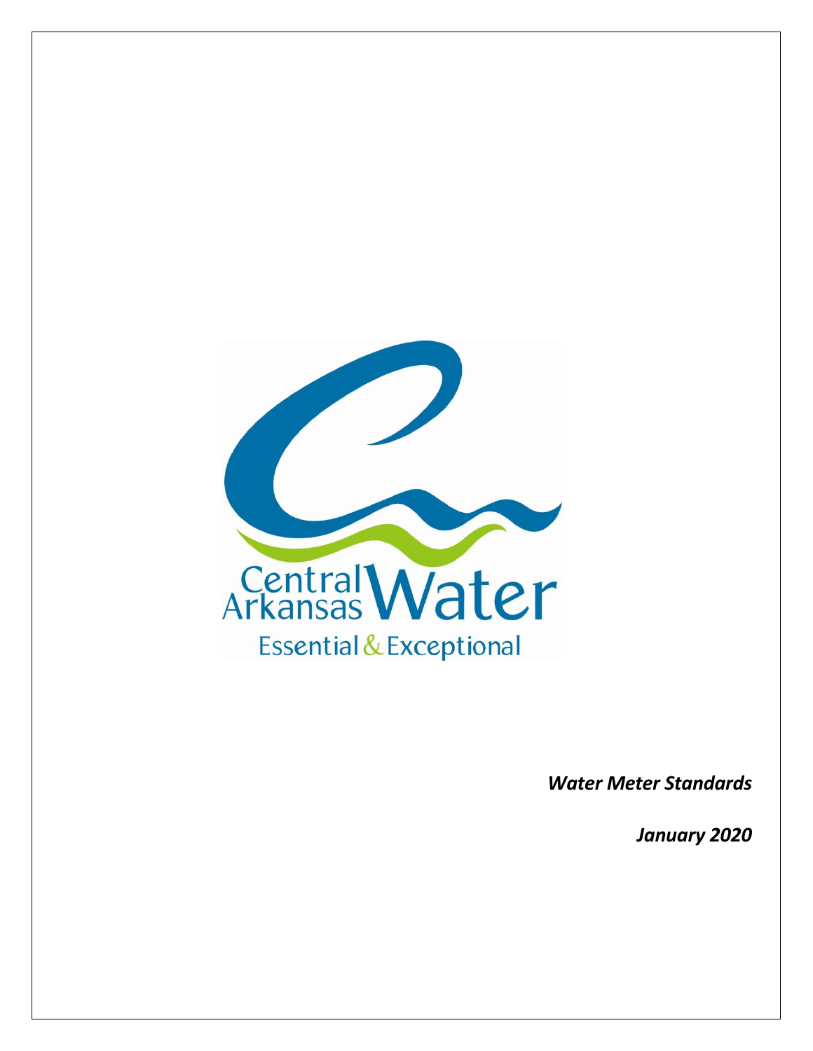Central Arkansas Water

Essential & Exceptional

***Water Meter Standards***

***January 2020***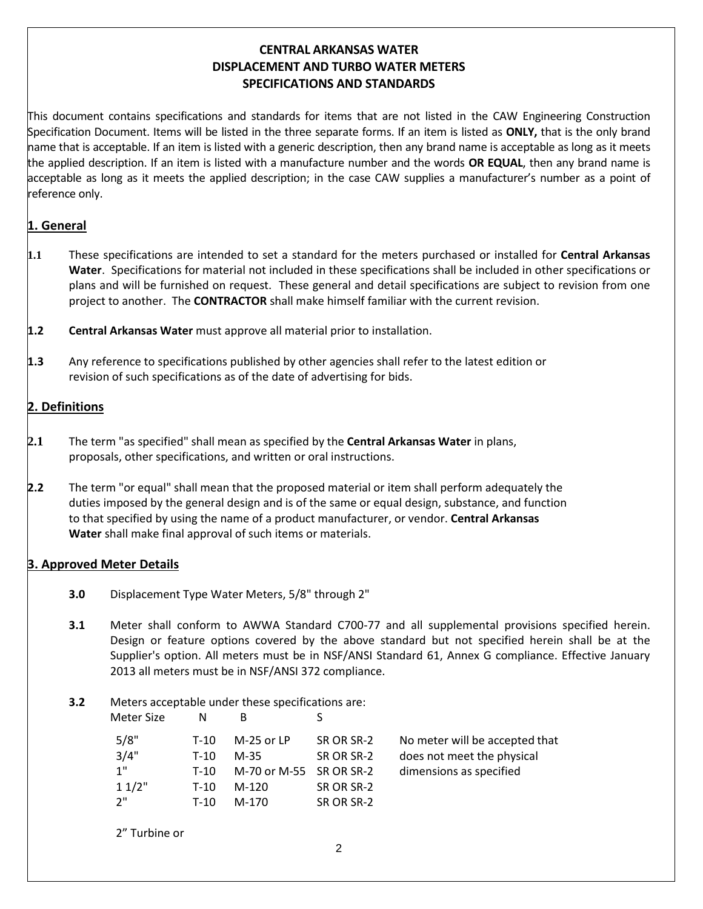# CENTRAL ARKANSAS WATER
# DISPLACEMENT AND TURBO WATER METERS
# SPECIFICATIONS AND STANDARDS

This document contains specifications and standards for items that are not listed in the CAW Engineering Construction Specification Document. Items will be listed in the three separate forms. If an item is listed as **ONLY,** that is the only brand name that is acceptable. If an item is listed with a generic description, then any brand name is acceptable as long as it meets the applied description. If an item is listed with a manufacture number and the words **OR EQUAL**, then any brand name is acceptable as long as it meets the applied description; in the case CAW supplies a manufacturer's number as a point of reference only.

## 1. General

**1.1** These specifications are intended to set a standard for the meters purchased or installed for **Central Arkansas Water**. Specifications for material not included in these specifications shall be included in other specifications or plans and will be furnished on request. These general and detail specifications are subject to revision from one project to another. The **CONTRACTOR** shall make himself familiar with the current revision.

**1.2** **Central Arkansas Water** must approve all material prior to installation.

**1.3** Any reference to specifications published by other agencies shall refer to the latest edition or revision of such specifications as of the date of advertising for bids.

## 2. Definitions

**2.1** The term "as specified" shall mean as specified by the **Central Arkansas Water** in plans, proposals, other specifications, and written or oral instructions.

**2.2** The term "or equal" shall mean that the proposed material or item shall perform adequately the duties imposed by the general design and is of the same or equal design, substance, and function to that specified by using the name of a product manufacturer, or vendor. **Central Arkansas Water** shall make final approval of such items or materials.

## 3. Approved Meter Details

**3.0** Displacement Type Water Meters, 5/8" through 2"

**3.1** Meter shall conform to AWWA Standard C700-77 and all supplemental provisions specified herein. Design or feature options covered by the above standard but not specified herein shall be at the Supplier's option. All meters must be in NSF/ANSI Standard 61, Annex G compliance. Effective January 2013 all meters must be in NSF/ANSI 372 compliance.

**3.2** Meters acceptable under these specifications are:

| Meter Size | N | B | S | |
|---|---|---|---|---|
| 5/8" | T-10 | M-25 or LP | SR OR SR-2 | No meter will be accepted that |
| 3/4" | T-10 | M-35 | SR OR SR-2 | does not meet the physical |
| 1" | T-10 | M-70 or M-55 | SR OR SR-2 | dimensions as specified |
| 1 1/2" | T-10 | M-120 | SR OR SR-2 | |
| 2" | T-10 | M-170 | SR OR SR-2 | |

2" Turbine or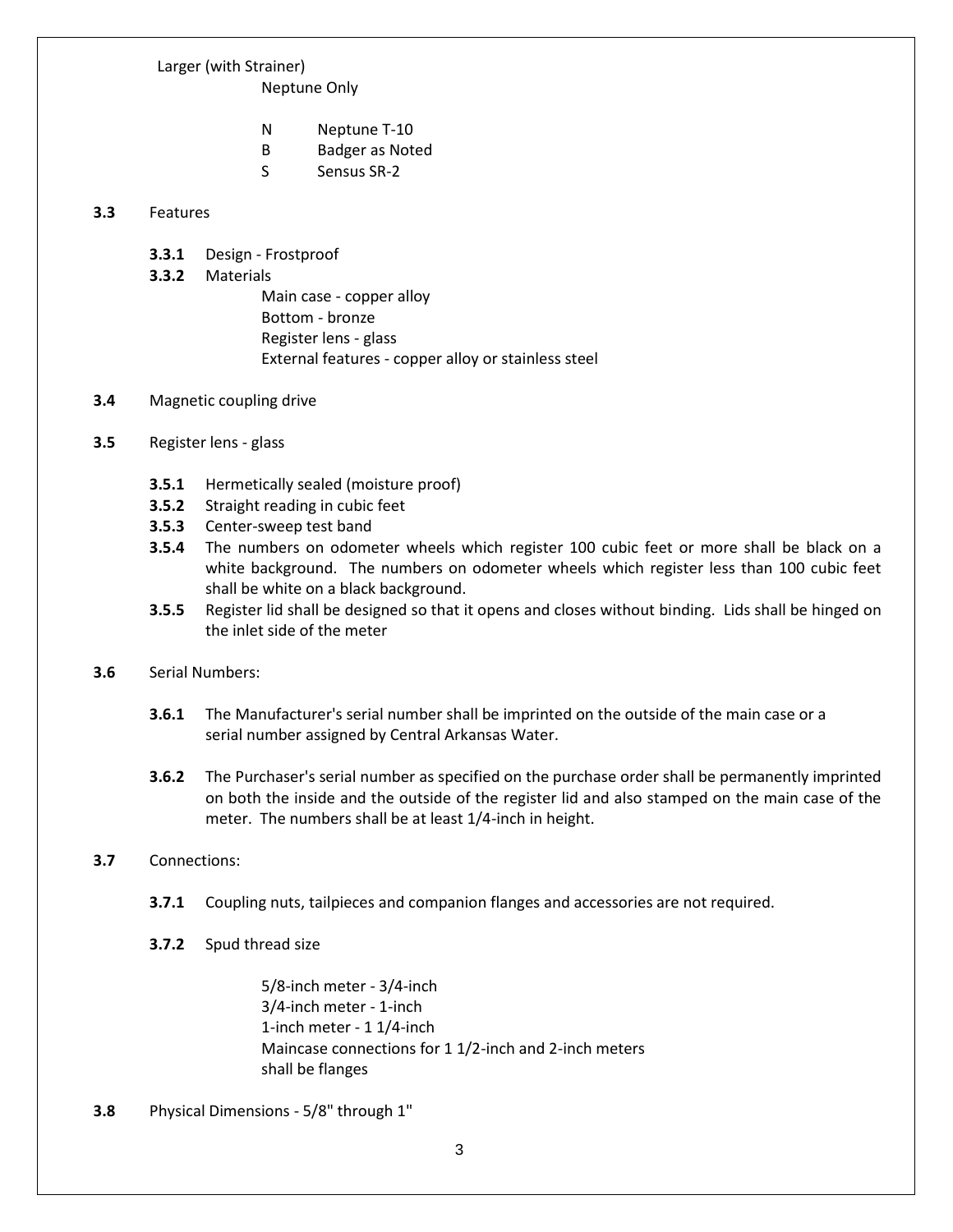Larger (with Strainer)

Neptune Only

- N Neptune T-10
- B Badger as Noted
- S Sensus SR-2

**3.3** Features

**3.3.1** Design - Frostproof

**3.3.2** Materials

Main case - copper alloy
Bottom - bronze
Register lens - glass
External features - copper alloy or stainless steel

**3.4** Magnetic coupling drive

**3.5** Register lens - glass

**3.5.1** Hermetically sealed (moisture proof)

**3.5.2** Straight reading in cubic feet

**3.5.3** Center-sweep test band

**3.5.4** The numbers on odometer wheels which register 100 cubic feet or more shall be black on a white background. The numbers on odometer wheels which register less than 100 cubic feet shall be white on a black background.

**3.5.5** Register lid shall be designed so that it opens and closes without binding. Lids shall be hinged on the inlet side of the meter

**3.6** Serial Numbers:

**3.6.1** The Manufacturer's serial number shall be imprinted on the outside of the main case or a serial number assigned by Central Arkansas Water.

**3.6.2** The Purchaser's serial number as specified on the purchase order shall be permanently imprinted on both the inside and the outside of the register lid and also stamped on the main case of the meter. The numbers shall be at least 1/4-inch in height.

**3.7** Connections:

**3.7.1** Coupling nuts, tailpieces and companion flanges and accessories are not required.

**3.7.2** Spud thread size

5/8-inch meter - 3/4-inch
3/4-inch meter - 1-inch
1-inch meter - 1 1/4-inch
Maincase connections for 1 1/2-inch and 2-inch meters shall be flanges

**3.8** Physical Dimensions - 5/8" through 1"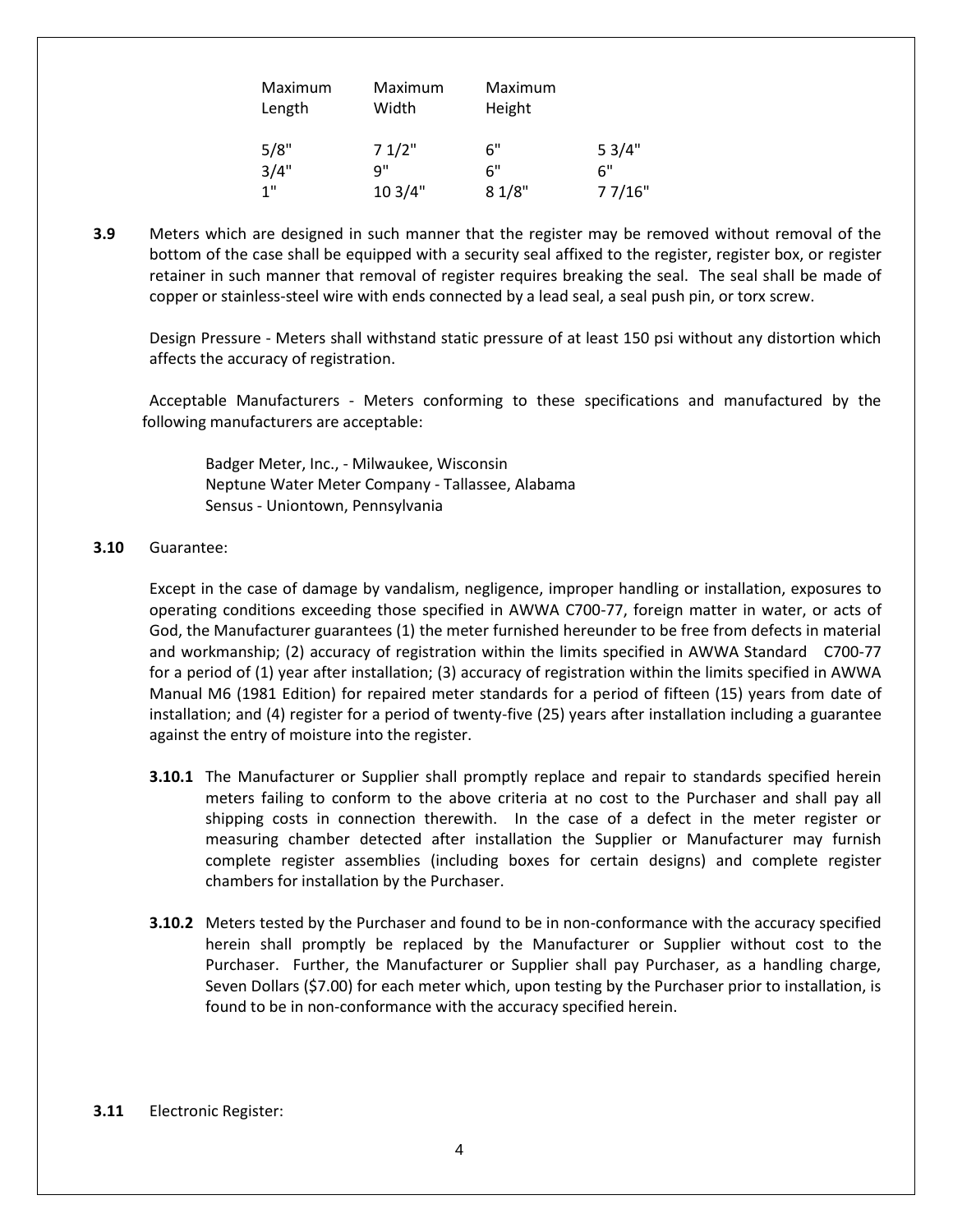| Maximum Length | Maximum Width | Maximum Height | |
|---|---|---|---|
| 5/8" | 7 1/2" | 6" | 5 3/4" |
| 3/4" | 9" | 6" | 6" |
| 1" | 10 3/4" | 8 1/8" | 7 7/16" |

**3.9** Meters which are designed in such manner that the register may be removed without removal of the bottom of the case shall be equipped with a security seal affixed to the register, register box, or register retainer in such manner that removal of register requires breaking the seal. The seal shall be made of copper or stainless-steel wire with ends connected by a lead seal, a seal push pin, or torx screw.

Design Pressure - Meters shall withstand static pressure of at least 150 psi without any distortion which affects the accuracy of registration.

Acceptable Manufacturers - Meters conforming to these specifications and manufactured by the following manufacturers are acceptable:

Badger Meter, Inc., - Milwaukee, Wisconsin
Neptune Water Meter Company - Tallassee, Alabama
Sensus - Uniontown, Pennsylvania

**3.10** Guarantee:

Except in the case of damage by vandalism, negligence, improper handling or installation, exposures to operating conditions exceeding those specified in AWWA C700-77, foreign matter in water, or acts of God, the Manufacturer guarantees (1) the meter furnished hereunder to be free from defects in material and workmanship; (2) accuracy of registration within the limits specified in AWWA Standard C700-77 for a period of (1) year after installation; (3) accuracy of registration within the limits specified in AWWA Manual M6 (1981 Edition) for repaired meter standards for a period of fifteen (15) years from date of installation; and (4) register for a period of twenty-five (25) years after installation including a guarantee against the entry of moisture into the register.

**3.10.1** The Manufacturer or Supplier shall promptly replace and repair to standards specified herein meters failing to conform to the above criteria at no cost to the Purchaser and shall pay all shipping costs in connection therewith. In the case of a defect in the meter register or measuring chamber detected after installation the Supplier or Manufacturer may furnish complete register assemblies (including boxes for certain designs) and complete register chambers for installation by the Purchaser.

**3.10.2** Meters tested by the Purchaser and found to be in non-conformance with the accuracy specified herein shall promptly be replaced by the Manufacturer or Supplier without cost to the Purchaser. Further, the Manufacturer or Supplier shall pay Purchaser, as a handling charge, Seven Dollars ($7.00) for each meter which, upon testing by the Purchaser prior to installation, is found to be in non-conformance with the accuracy specified herein.

**3.11** Electronic Register: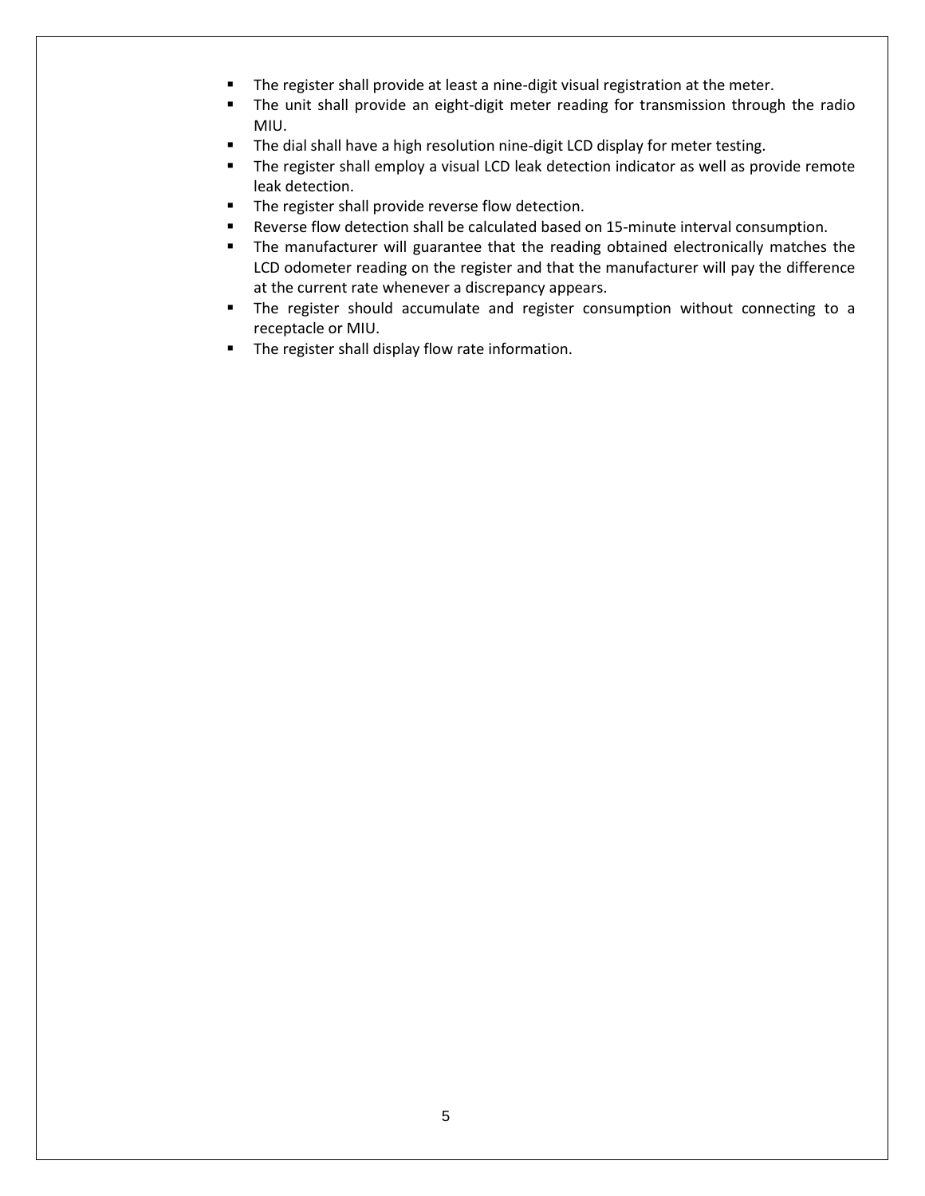- The register shall provide at least a nine-digit visual registration at the meter.
- The unit shall provide an eight-digit meter reading for transmission through the radio MIU.
- The dial shall have a high resolution nine-digit LCD display for meter testing.
- The register shall employ a visual LCD leak detection indicator as well as provide remote leak detection.
- The register shall provide reverse flow detection.
- Reverse flow detection shall be calculated based on 15-minute interval consumption.
- The manufacturer will guarantee that the reading obtained electronically matches the LCD odometer reading on the register and that the manufacturer will pay the difference at the current rate whenever a discrepancy appears.
- The register should accumulate and register consumption without connecting to a receptacle or MIU.
- The register shall display flow rate information.